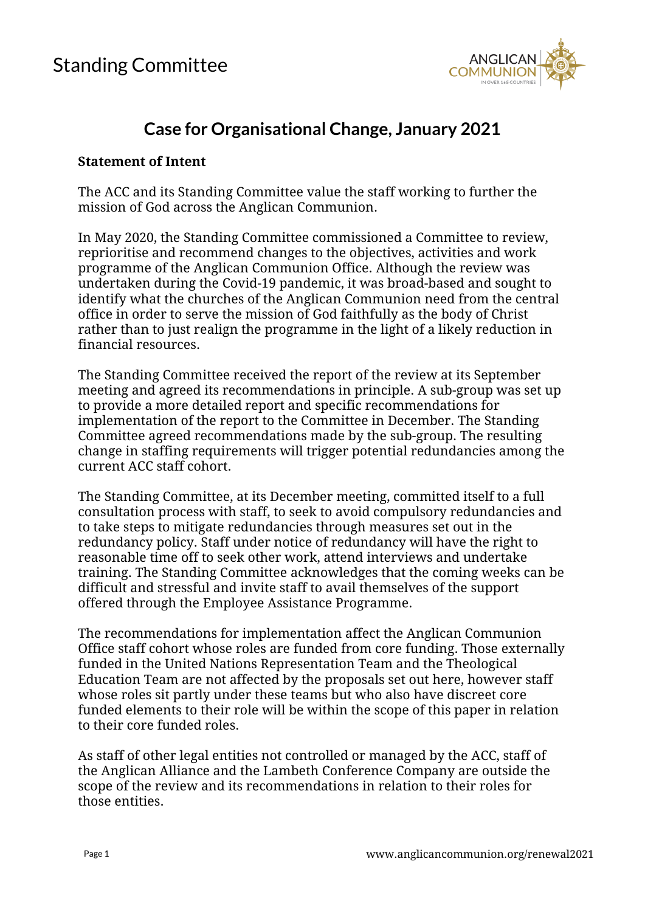# Standing Committee

## Case for Organisational Change, January 2021

**Statement of Intent**

The ACC and its Standing Committee value the staff working to further the mission of God across the Anglican Communion.

In May 2020, the Standing Committee commissioned a Committee to review, reprioritise and recommend changes to the objectives, activities and work programme of the Anglican Communion Office. Although the review was undertaken during the Covid-19 pandemic, it was broad-based and sought to identify what the churches of the Anglican Communion need from the central office in order to serve the mission of God faithfully as the body of Christ rather than to just realign the programme in the light of a likely reduction in financial resources.

The Standing Committee received the report of the review at its September meeting and agreed its recommendations in principle. A sub-group was set up to provide a more detailed report and specific recommendations for implementation of the report to the Committee in December. The Standing Committee agreed recommendations made by the sub-group. The resulting change in staffing requirements will trigger potential redundancies among the current ACC staff cohort.

The Standing Committee, at its December meeting, committed itself to a full consultation process with staff, to seek to avoid compulsory redundancies and to take steps to mitigate redundancies through measures set out in the redundancy policy. Staff under notice of redundancy will have the right to reasonable time off to seek other work, attend interviews and undertake training. The Standing Committee acknowledges that the coming weeks can be difficult and stressful and invite staff to avail themselves of the support offered through the Employee Assistance Programme.

The recommendations for implementation affect the Anglican Communion Office staff cohort whose roles are funded from core funding. Those externally funded in the United Nations Representation Team and the Theological Education Team are not affected by the proposals set out here, however staff whose roles sit partly under these teams but who also have discreet core funded elements to their role will be within the scope of this paper in relation to their core funded roles.

As staff of other legal entities not controlled or managed by the ACC, staff of the Anglican Alliance and the Lambeth Conference Company are outside the scope of the review and its recommendations in relation to their roles for those entities.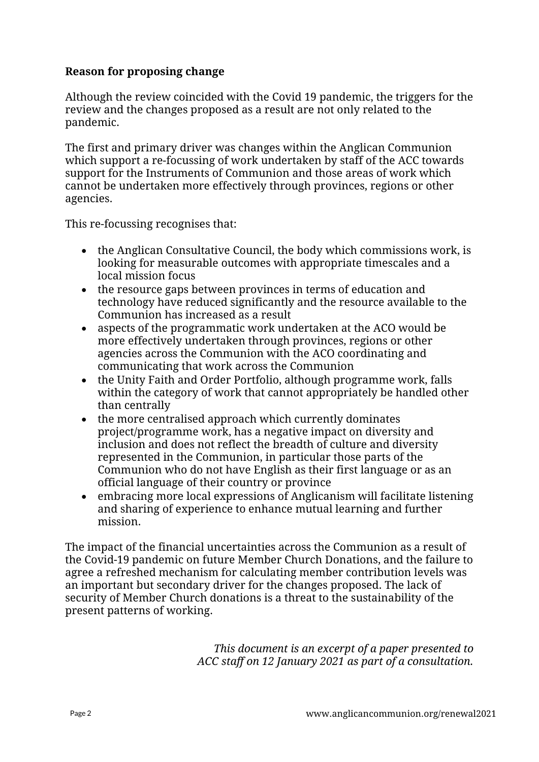**Reason for proposing change**

Although the review coincided with the Covid 19 pandemic, the triggers for the review and the changes proposed as a result are not only related to the pandemic.

The first and primary driver was changes within the Anglican Communion which support a re-focussing of work undertaken by staff of the ACC towards support for the Instruments of Communion and those areas of work which cannot be undertaken more effectively through provinces, regions or other agencies.

This re-focussing recognises that:

- the Anglican Consultative Council, the body which commissions work, is looking for measurable outcomes with appropriate timescales and a local mission focus
- the resource gaps between provinces in terms of education and technology have reduced significantly and the resource available to the Communion has increased as a result
- aspects of the programmatic work undertaken at the ACO would be more effectively undertaken through provinces, regions or other agencies across the Communion with the ACO coordinating and communicating that work across the Communion
- the Unity Faith and Order Portfolio, although programme work, falls within the category of work that cannot appropriately be handled other than centrally
- the more centralised approach which currently dominates project/programme work, has a negative impact on diversity and inclusion and does not reflect the breadth of culture and diversity represented in the Communion, in particular those parts of the Communion who do not have English as their first language or as an official language of their country or province
- embracing more local expressions of Anglicanism will facilitate listening and sharing of experience to enhance mutual learning and further mission.

The impact of the financial uncertainties across the Communion as a result of the Covid-19 pandemic on future Member Church Donations, and the failure to agree a refreshed mechanism for calculating member contribution levels was an important but secondary driver for the changes proposed. The lack of security of Member Church donations is a threat to the sustainability of the present patterns of working.

*This document is an excerpt of a paper presented to ACC staff on 12 January 2021 as part of a consultation.*

www.anglicancommunion.org/renewal2021